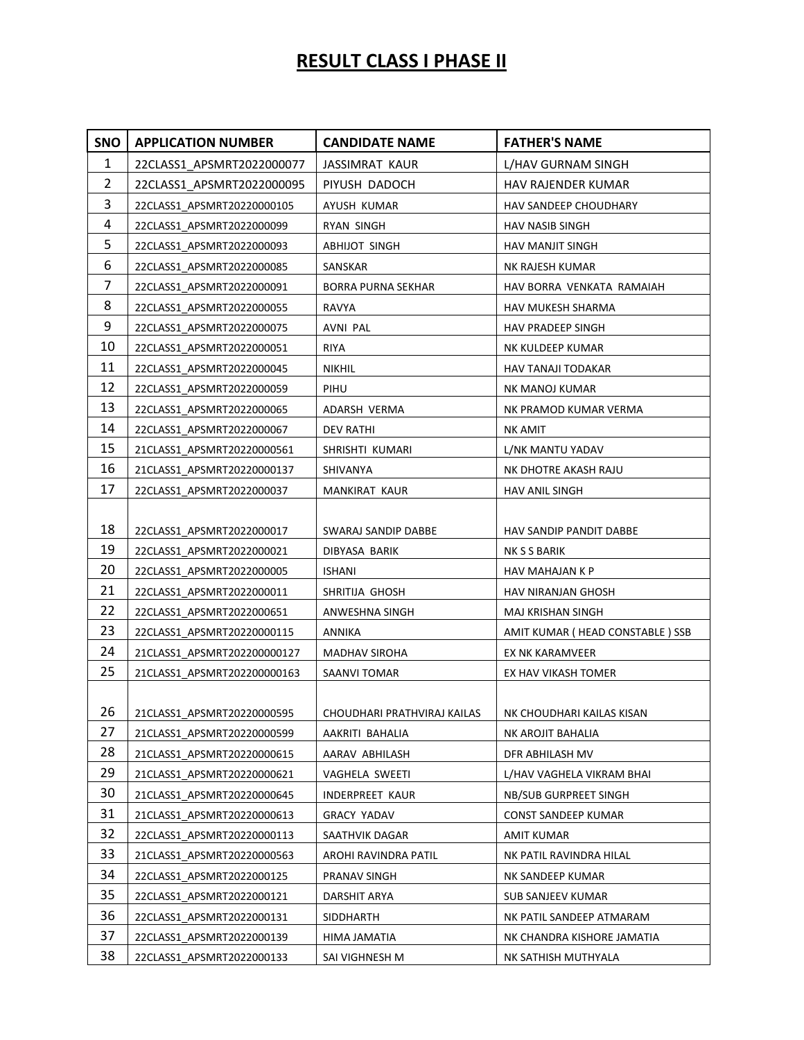# RESULT CLASS I PHASE II

| SNO | APPLICATION NUMBER | CANDIDATE NAME | FATHER'S NAME |
|---|---|---|---|
| 1 | 22CLASS1_APSMRT2022000077 | JASSIMRAT KAUR | L/HAV GURNAM SINGH |
| 2 | 22CLASS1_APSMRT2022000095 | PIYUSH DADOCH | HAV RAJENDER KUMAR |
| 3 | 22CLASS1_APSMRT20220000105 | AYUSH KUMAR | HAV SANDEEP CHOUDHARY |
| 4 | 22CLASS1_APSMRT2022000099 | RYAN SINGH | HAV NASIB SINGH |
| 5 | 22CLASS1_APSMRT2022000093 | ABHIJOT SINGH | HAV MANJIT SINGH |
| 6 | 22CLASS1_APSMRT2022000085 | SANSKAR | NK RAJESH KUMAR |
| 7 | 22CLASS1_APSMRT2022000091 | BORRA PURNA SEKHAR | HAV BORRA VENKATA RAMAIAH |
| 8 | 22CLASS1_APSMRT2022000055 | RAVYA | HAV MUKESH SHARMA |
| 9 | 22CLASS1_APSMRT2022000075 | AVNI PAL | HAV PRADEEP SINGH |
| 10 | 22CLASS1_APSMRT2022000051 | RIYA | NK KULDEEP KUMAR |
| 11 | 22CLASS1_APSMRT2022000045 | NIKHIL | HAV TANAJI TODAKAR |
| 12 | 22CLASS1_APSMRT2022000059 | PIHU | NK MANOJ KUMAR |
| 13 | 22CLASS1_APSMRT2022000065 | ADARSH VERMA | NK PRAMOD KUMAR VERMA |
| 14 | 22CLASS1_APSMRT2022000067 | DEV RATHI | NK AMIT |
| 15 | 21CLASS1_APSMRT20220000561 | SHRISHTI KUMARI | L/NK MANTU YADAV |
| 16 | 21CLASS1_APSMRT20220000137 | SHIVANYA | NK DHOTRE AKASH RAJU |
| 17 | 22CLASS1_APSMRT2022000037 | MANKIRAT KAUR | HAV ANIL SINGH |
| 18 | 22CLASS1_APSMRT2022000017 | SWARAJ SANDIP DABBE | HAV SANDIP PANDIT DABBE |
| 19 | 22CLASS1_APSMRT2022000021 | DIBYASA BARIK | NK S S BARIK |
| 20 | 22CLASS1_APSMRT2022000005 | ISHANI | HAV MAHAJAN K P |
| 21 | 22CLASS1_APSMRT2022000011 | SHRITIJA GHOSH | HAV NIRANJAN GHOSH |
| 22 | 22CLASS1_APSMRT2022000651 | ANWESHNA SINGH | MAJ KRISHAN SINGH |
| 23 | 22CLASS1_APSMRT20220000115 | ANNIKA | AMIT KUMAR ( HEAD CONSTABLE ) SSB |
| 24 | 21CLASS1_APSMRT202200000127 | MADHAV SIROHA | EX NK KARAMVEER |
| 25 | 21CLASS1_APSMRT202200000163 | SAANVI TOMAR | EX HAV VIKASH TOMER |
| 26 | 21CLASS1_APSMRT20220000595 | CHOUDHARI PRATHVIRAJ KAILAS | NK CHOUDHARI KAILAS KISAN |
| 27 | 21CLASS1_APSMRT20220000599 | AAKRITI BAHALIA | NK AROJIT BAHALIA |
| 28 | 21CLASS1_APSMRT20220000615 | AARAV ABHILASH | DFR ABHILASH MV |
| 29 | 21CLASS1_APSMRT20220000621 | VAGHELA SWEETI | L/HAV VAGHELA VIKRAM BHAI |
| 30 | 21CLASS1_APSMRT20220000645 | INDERPREET KAUR | NB/SUB GURPREET SINGH |
| 31 | 21CLASS1_APSMRT20220000613 | GRACY YADAV | CONST SANDEEP KUMAR |
| 32 | 22CLASS1_APSMRT20220000113 | SAATHVIK DAGAR | AMIT KUMAR |
| 33 | 21CLASS1_APSMRT20220000563 | AROHI RAVINDRA PATIL | NK PATIL RAVINDRA HILAL |
| 34 | 22CLASS1_APSMRT2022000125 | PRANAV SINGH | NK SANDEEP KUMAR |
| 35 | 22CLASS1_APSMRT2022000121 | DARSHIT ARYA | SUB SANJEEV KUMAR |
| 36 | 22CLASS1_APSMRT2022000131 | SIDDHARTH | NK PATIL SANDEEP ATMARAM |
| 37 | 22CLASS1_APSMRT2022000139 | HIMA JAMATIA | NK CHANDRA KISHORE JAMATIA |
| 38 | 22CLASS1_APSMRT2022000133 | SAI VIGHNESH M | NK SATHISH MUTHYALA |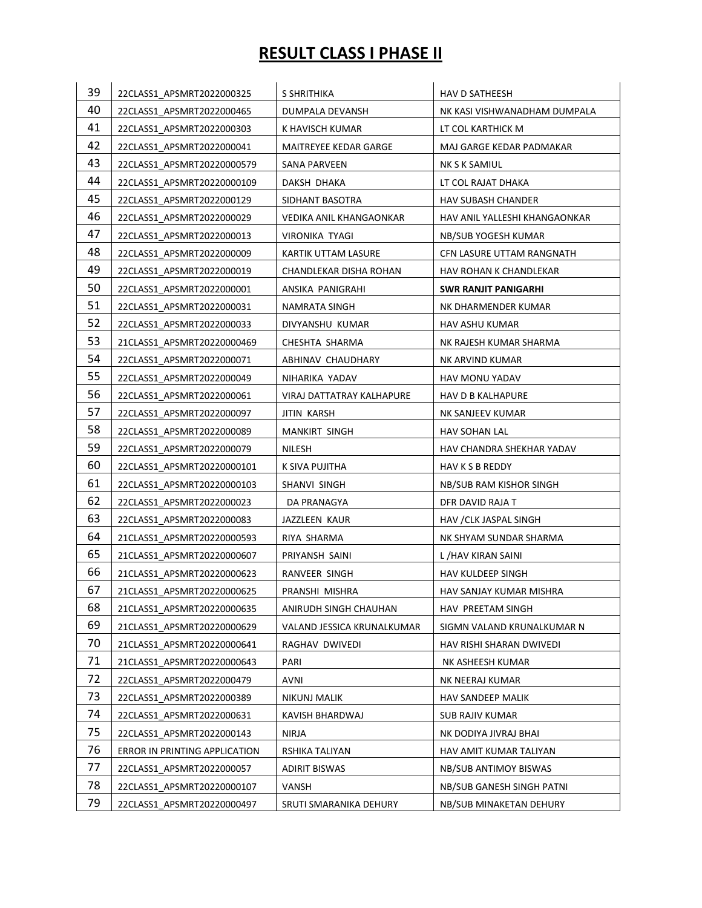# RESULT CLASS I PHASE II

| | | | |
|---|---|---|---|
| 39 | 22CLASS1_APSMRT2022000325 | S SHRITHIKA | HAV D SATHEESH |
| 40 | 22CLASS1_APSMRT2022000465 | DUMPALA DEVANSH | NK KASI VISHWANADHAM DUMPALA |
| 41 | 22CLASS1_APSMRT2022000303 | K HAVISCH KUMAR | LT COL KARTHICK M |
| 42 | 22CLASS1_APSMRT2022000041 | MAITREYEE KEDAR GARGE | MAJ GARGE KEDAR PADMAKAR |
| 43 | 22CLASS1_APSMRT20220000579 | SANA PARVEEN | NK S K SAMIUL |
| 44 | 22CLASS1_APSMRT20220000109 | DAKSH DHAKA | LT COL RAJAT DHAKA |
| 45 | 22CLASS1_APSMRT2022000129 | SIDHANT BASOTRA | HAV SUBASH CHANDER |
| 46 | 22CLASS1_APSMRT2022000029 | VEDIKA ANIL KHANGAONKAR | HAV ANIL YALLESHI KHANGAONKAR |
| 47 | 22CLASS1_APSMRT2022000013 | VIRONIKA TYAGI | NB/SUB YOGESH KUMAR |
| 48 | 22CLASS1_APSMRT2022000009 | KARTIK UTTAM LASURE | CFN LASURE UTTAM RANGNATH |
| 49 | 22CLASS1_APSMRT2022000019 | CHANDLEKAR DISHA ROHAN | HAV ROHAN K CHANDLEKAR |
| 50 | 22CLASS1_APSMRT2022000001 | ANSIKA PANIGRAHI | **SWR RANJIT PANIGARHI** |
| 51 | 22CLASS1_APSMRT2022000031 | NAMRATA SINGH | NK DHARMENDER KUMAR |
| 52 | 22CLASS1_APSMRT2022000033 | DIVYANSHU KUMAR | HAV ASHU KUMAR |
| 53 | 21CLASS1_APSMRT20220000469 | CHESHTA SHARMA | NK RAJESH KUMAR SHARMA |
| 54 | 22CLASS1_APSMRT2022000071 | ABHINAV CHAUDHARY | NK ARVIND KUMAR |
| 55 | 22CLASS1_APSMRT2022000049 | NIHARIKA YADAV | HAV MONU YADAV |
| 56 | 22CLASS1_APSMRT2022000061 | VIRAJ DATTATRAY KALHAPURE | HAV D B KALHAPURE |
| 57 | 22CLASS1_APSMRT2022000097 | JITIN KARSH | NK SANJEEV KUMAR |
| 58 | 22CLASS1_APSMRT2022000089 | MANKIRT SINGH | HAV SOHAN LAL |
| 59 | 22CLASS1_APSMRT2022000079 | NILESH | HAV CHANDRA SHEKHAR YADAV |
| 60 | 22CLASS1_APSMRT20220000101 | K SIVA PUJITHA | HAV K S B REDDY |
| 61 | 22CLASS1_APSMRT20220000103 | SHANVI SINGH | NB/SUB RAM KISHOR SINGH |
| 62 | 22CLASS1_APSMRT2022000023 | DA PRANAGYA | DFR DAVID RAJA T |
| 63 | 22CLASS1_APSMRT2022000083 | JAZZLEEN KAUR | HAV /CLK JASPAL SINGH |
| 64 | 21CLASS1_APSMRT20220000593 | RIYA SHARMA | NK SHYAM SUNDAR SHARMA |
| 65 | 21CLASS1_APSMRT20220000607 | PRIYANSH SAINI | L /HAV KIRAN SAINI |
| 66 | 21CLASS1_APSMRT20220000623 | RANVEER SINGH | HAV KULDEEP SINGH |
| 67 | 21CLASS1_APSMRT20220000625 | PRANSHI MISHRA | HAV SANJAY KUMAR MISHRA |
| 68 | 21CLASS1_APSMRT20220000635 | ANIRUDH SINGH CHAUHAN | HAV PREETAM SINGH |
| 69 | 21CLASS1_APSMRT20220000629 | VALAND JESSICA KRUNALKUMAR | SIGMN VALAND KRUNALKUMAR N |
| 70 | 21CLASS1_APSMRT20220000641 | RAGHAV DWIVEDI | HAV RISHI SHARAN DWIVEDI |
| 71 | 21CLASS1_APSMRT20220000643 | PARI | NK ASHEESH KUMAR |
| 72 | 22CLASS1_APSMRT2022000479 | AVNI | NK NEERAJ KUMAR |
| 73 | 22CLASS1_APSMRT2022000389 | NIKUNJ MALIK | HAV SANDEEP MALIK |
| 74 | 22CLASS1_APSMRT2022000631 | KAVISH BHARDWAJ | SUB RAJIV KUMAR |
| 75 | 22CLASS1_APSMRT2022000143 | NIRJA | NK DODIYA JIVRAJ BHAI |
| 76 | ERROR IN PRINTING APPLICATION | RSHIKA TALIYAN | HAV AMIT KUMAR TALIYAN |
| 77 | 22CLASS1_APSMRT2022000057 | ADIRIT BISWAS | NB/SUB ANTIMOY BISWAS |
| 78 | 22CLASS1_APSMRT20220000107 | VANSH | NB/SUB GANESH SINGH PATNI |
| 79 | 22CLASS1_APSMRT20220000497 | SRUTI SMARANIKA DEHURY | NB/SUB MINAKETAN DEHURY |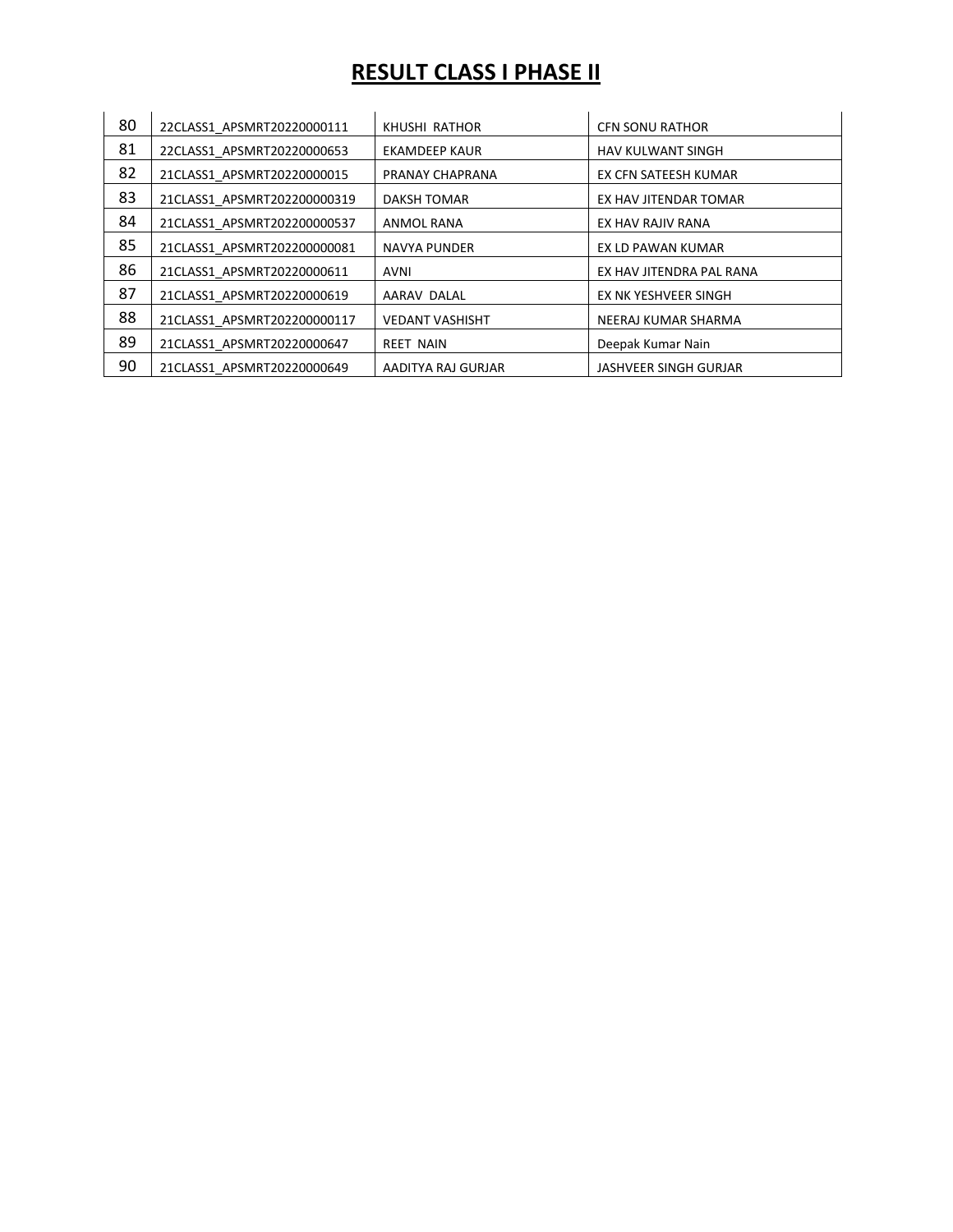# RESULT CLASS I PHASE II

| | | | |
|---|---|---|---|
| 80 | 22CLASS1_APSMRT20220000111 | KHUSHI RATHOR | CFN SONU RATHOR |
| 81 | 22CLASS1_APSMRT20220000653 | EKAMDEEP KAUR | HAV KULWANT SINGH |
| 82 | 21CLASS1_APSMRT20220000015 | PRANAY CHAPRANA | EX CFN SATEESH KUMAR |
| 83 | 21CLASS1_APSMRT202200000319 | DAKSH TOMAR | EX HAV JITENDAR TOMAR |
| 84 | 21CLASS1_APSMRT202200000537 | ANMOL RANA | EX HAV RAJIV RANA |
| 85 | 21CLASS1_APSMRT202200000081 | NAVYA PUNDER | EX LD PAWAN KUMAR |
| 86 | 21CLASS1_APSMRT20220000611 | AVNI | EX HAV JITENDRA PAL RANA |
| 87 | 21CLASS1_APSMRT20220000619 | AARAV DALAL | EX NK YESHVEER SINGH |
| 88 | 21CLASS1_APSMRT202200000117 | VEDANT VASHISHT | NEERAJ KUMAR SHARMA |
| 89 | 21CLASS1_APSMRT20220000647 | REET NAIN | Deepak Kumar Nain |
| 90 | 21CLASS1_APSMRT20220000649 | AADITYA RAJ GURJAR | JASHVEER SINGH GURJAR |